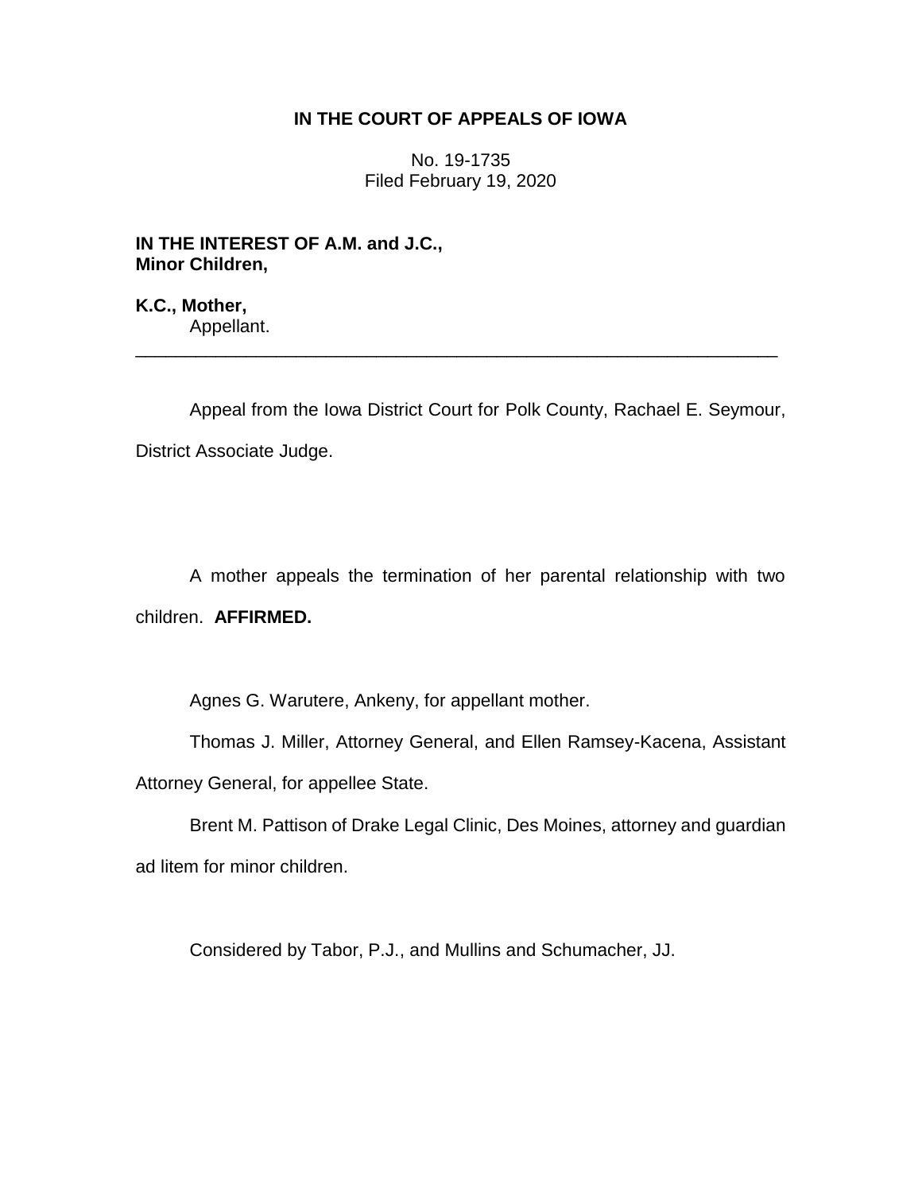# IN THE COURT OF APPEALS OF IOWA

No. 19-1735
Filed February 19, 2020

**IN THE INTEREST OF A.M. and J.C.,**
**Minor Children,**

**K.C., Mother,**
Appellant.

---

Appeal from the Iowa District Court for Polk County, Rachael E. Seymour, District Associate Judge.

A mother appeals the termination of her parental relationship with two children. **AFFIRMED.**

Agnes G. Warutere, Ankeny, for appellant mother.

Thomas J. Miller, Attorney General, and Ellen Ramsey-Kacena, Assistant Attorney General, for appellee State.

Brent M. Pattison of Drake Legal Clinic, Des Moines, attorney and guardian ad litem for minor children.

Considered by Tabor, P.J., and Mullins and Schumacher, JJ.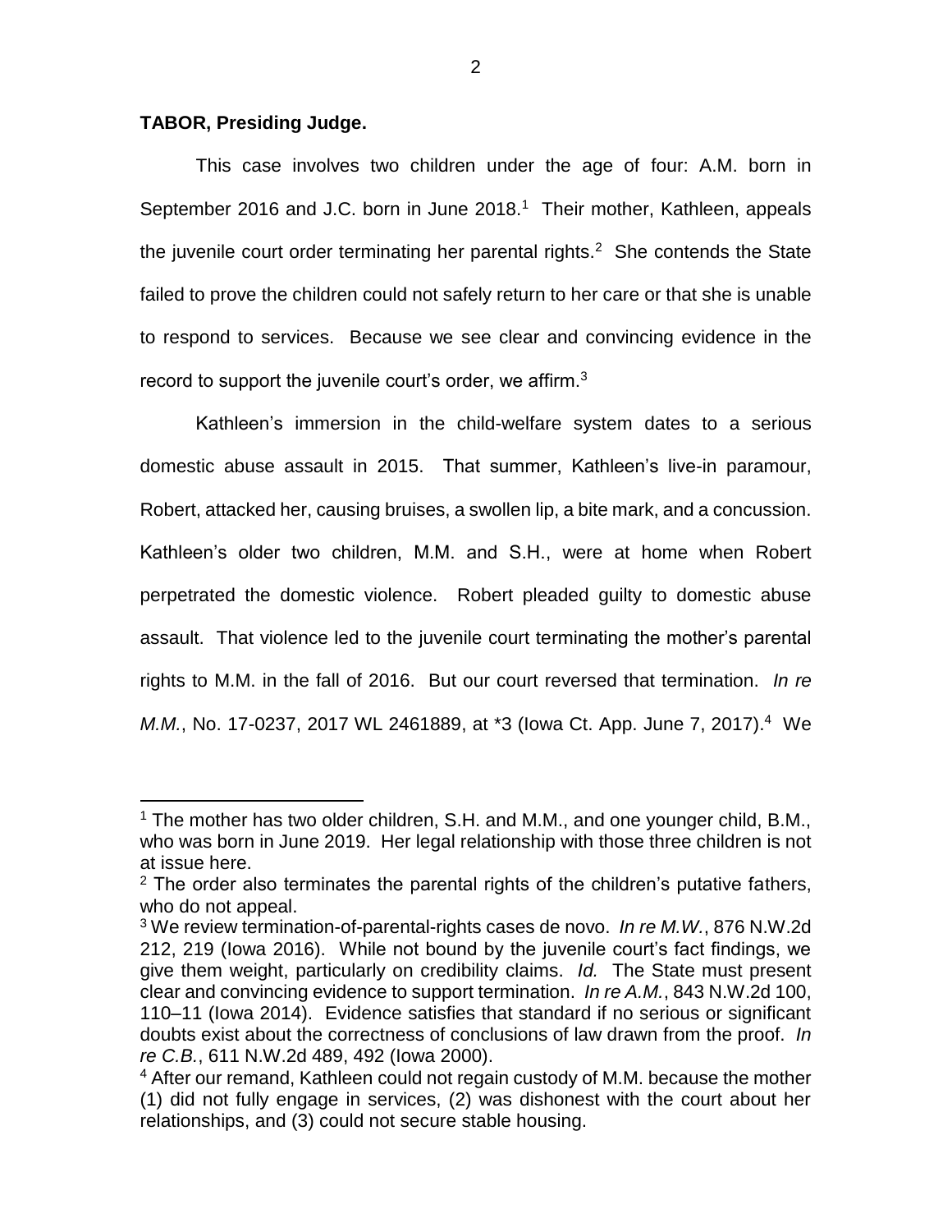**TABOR, Presiding Judge.**

This case involves two children under the age of four: A.M. born in September 2016 and J.C. born in June 2018.[1] Their mother, Kathleen, appeals the juvenile court order terminating her parental rights.[2] She contends the State failed to prove the children could not safely return to her care or that she is unable to respond to services. Because we see clear and convincing evidence in the record to support the juvenile court's order, we affirm.[3]

Kathleen's immersion in the child-welfare system dates to a serious domestic abuse assault in 2015. That summer, Kathleen's live-in paramour, Robert, attacked her, causing bruises, a swollen lip, a bite mark, and a concussion. Kathleen's older two children, M.M. and S.H., were at home when Robert perpetrated the domestic violence. Robert pleaded guilty to domestic abuse assault. That violence led to the juvenile court terminating the mother's parental rights to M.M. in the fall of 2016. But our court reversed that termination. *In re M.M.*, No. 17-0237, 2017 WL 2461889, at *3 (Iowa Ct. App. June 7, 2017).[4] We

---

[1] The mother has two older children, S.H. and M.M., and one younger child, B.M., who was born in June 2019. Her legal relationship with those three children is not at issue here.

[2] The order also terminates the parental rights of the children's putative fathers, who do not appeal.

[3] We review termination-of-parental-rights cases de novo. *In re M.W.*, 876 N.W.2d 212, 219 (Iowa 2016). While not bound by the juvenile court's fact findings, we give them weight, particularly on credibility claims. *Id.* The State must present clear and convincing evidence to support termination. *In re A.M.*, 843 N.W.2d 100, 110–11 (Iowa 2014). Evidence satisfies that standard if no serious or significant doubts exist about the correctness of conclusions of law drawn from the proof. *In re C.B.*, 611 N.W.2d 489, 492 (Iowa 2000).

[4] After our remand, Kathleen could not regain custody of M.M. because the mother (1) did not fully engage in services, (2) was dishonest with the court about her relationships, and (3) could not secure stable housing.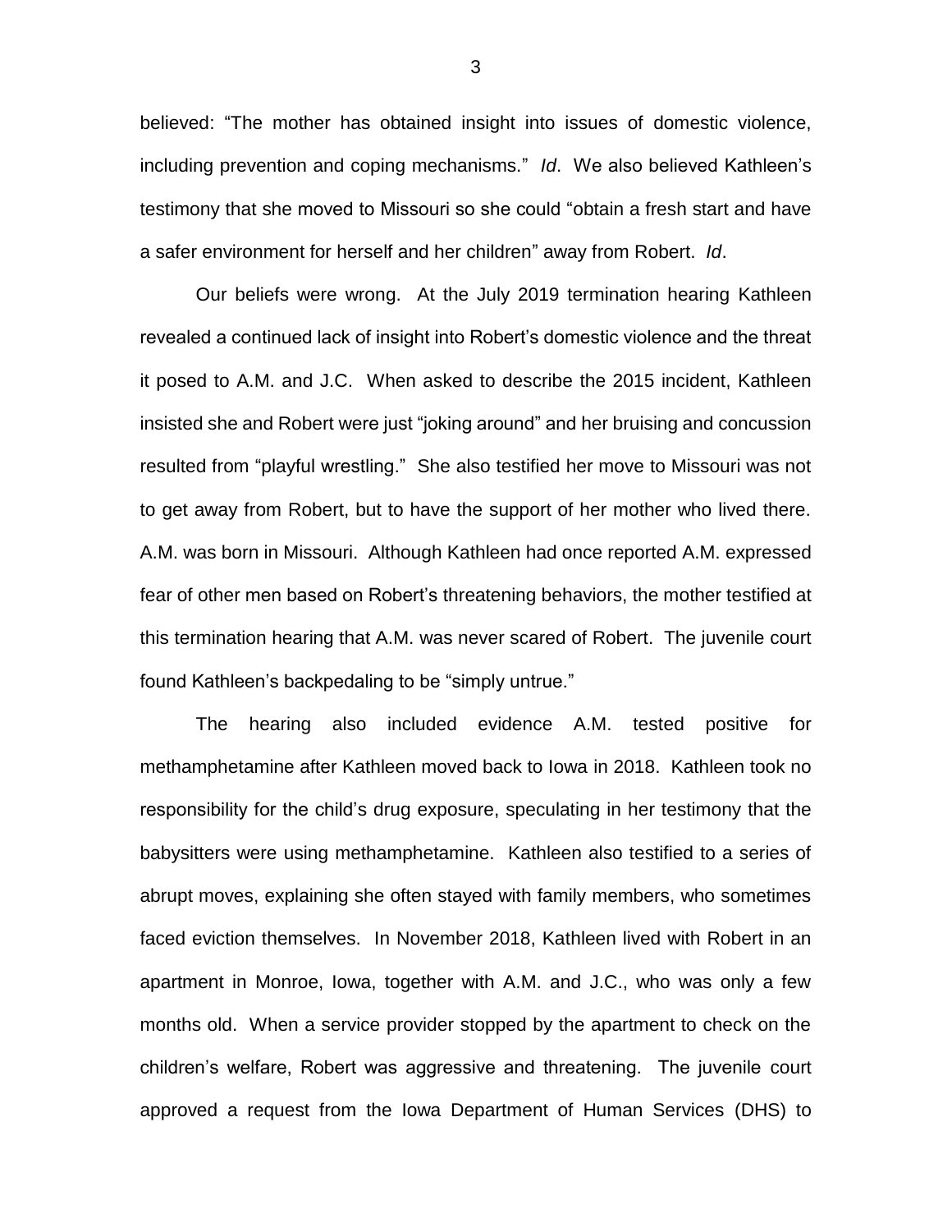believed: "The mother has obtained insight into issues of domestic violence, including prevention and coping mechanisms." *Id*. We also believed Kathleen's testimony that she moved to Missouri so she could "obtain a fresh start and have a safer environment for herself and her children" away from Robert. *Id*.

Our beliefs were wrong. At the July 2019 termination hearing Kathleen revealed a continued lack of insight into Robert's domestic violence and the threat it posed to A.M. and J.C. When asked to describe the 2015 incident, Kathleen insisted she and Robert were just "joking around" and her bruising and concussion resulted from "playful wrestling." She also testified her move to Missouri was not to get away from Robert, but to have the support of her mother who lived there. A.M. was born in Missouri. Although Kathleen had once reported A.M. expressed fear of other men based on Robert's threatening behaviors, the mother testified at this termination hearing that A.M. was never scared of Robert. The juvenile court found Kathleen's backpedaling to be "simply untrue."

The hearing also included evidence A.M. tested positive for methamphetamine after Kathleen moved back to Iowa in 2018. Kathleen took no responsibility for the child's drug exposure, speculating in her testimony that the babysitters were using methamphetamine. Kathleen also testified to a series of abrupt moves, explaining she often stayed with family members, who sometimes faced eviction themselves. In November 2018, Kathleen lived with Robert in an apartment in Monroe, Iowa, together with A.M. and J.C., who was only a few months old. When a service provider stopped by the apartment to check on the children's welfare, Robert was aggressive and threatening. The juvenile court approved a request from the Iowa Department of Human Services (DHS) to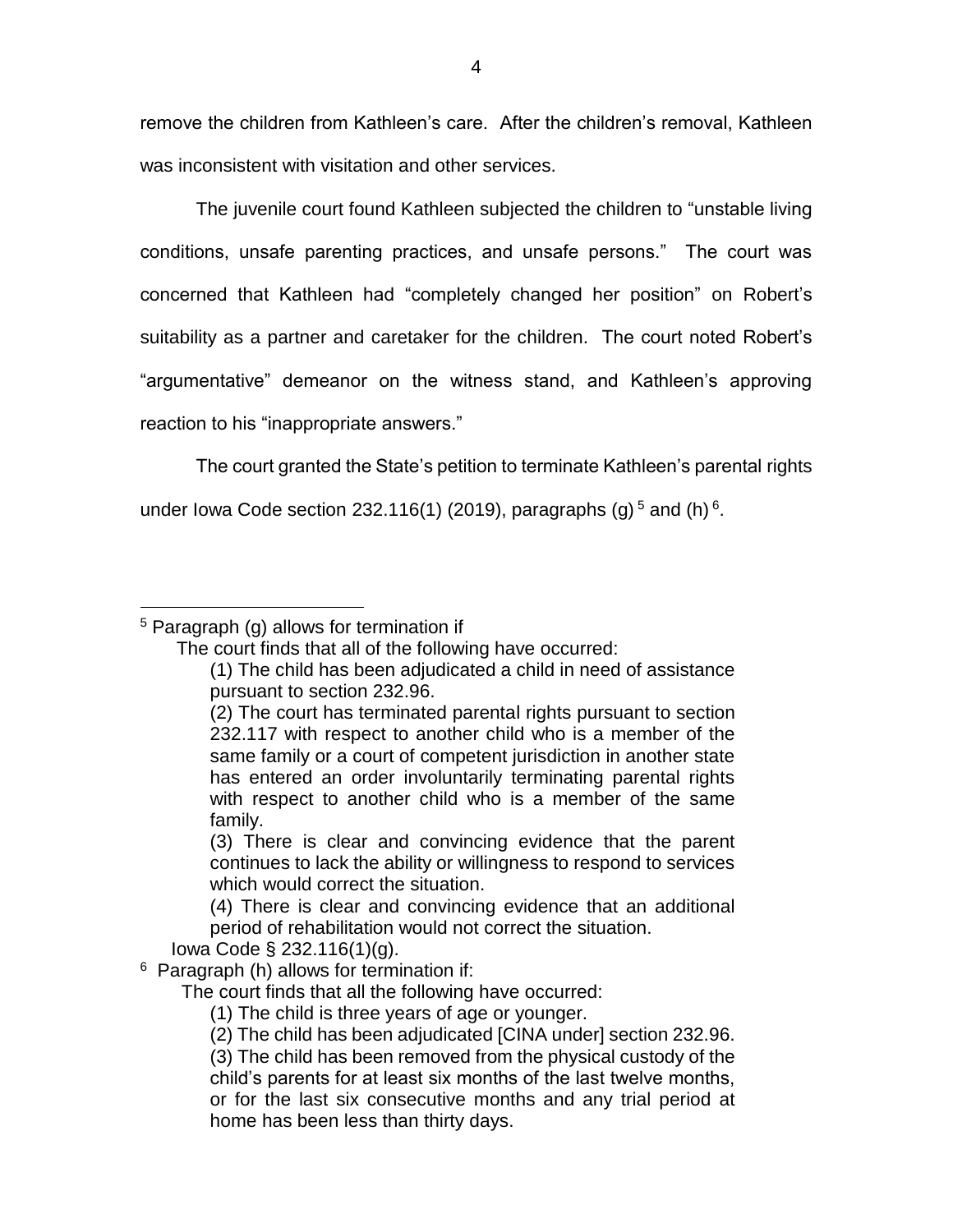remove the children from Kathleen's care. After the children's removal, Kathleen was inconsistent with visitation and other services.

The juvenile court found Kathleen subjected the children to "unstable living conditions, unsafe parenting practices, and unsafe persons." The court was concerned that Kathleen had "completely changed her position" on Robert's suitability as a partner and caretaker for the children. The court noted Robert's "argumentative" demeanor on the witness stand, and Kathleen's approving reaction to his "inappropriate answers."

The court granted the State's petition to terminate Kathleen's parental rights under Iowa Code section 232.116(1) (2019), paragraphs (g) [5] and (h) [6].

---

[5] Paragraph (g) allows for termination if

> The court finds that all of the following have occurred:
>
> > (1) The child has been adjudicated a child in need of assistance pursuant to section 232.96.
> >
> > (2) The court has terminated parental rights pursuant to section 232.117 with respect to another child who is a member of the same family or a court of competent jurisdiction in another state has entered an order involuntarily terminating parental rights with respect to another child who is a member of the same family.
> >
> > (3) There is clear and convincing evidence that the parent continues to lack the ability or willingness to respond to services which would correct the situation.
> >
> > (4) There is clear and convincing evidence that an additional period of rehabilitation would not correct the situation.
>
> Iowa Code § 232.116(1)(g).

[6] Paragraph (h) allows for termination if:

> The court finds that all the following have occurred:
>
> > (1) The child is three years of age or younger.
> >
> > (2) The child has been adjudicated [CINA under] section 232.96.
> >
> > (3) The child has been removed from the physical custody of the child's parents for at least six months of the last twelve months, or for the last six consecutive months and any trial period at home has been less than thirty days.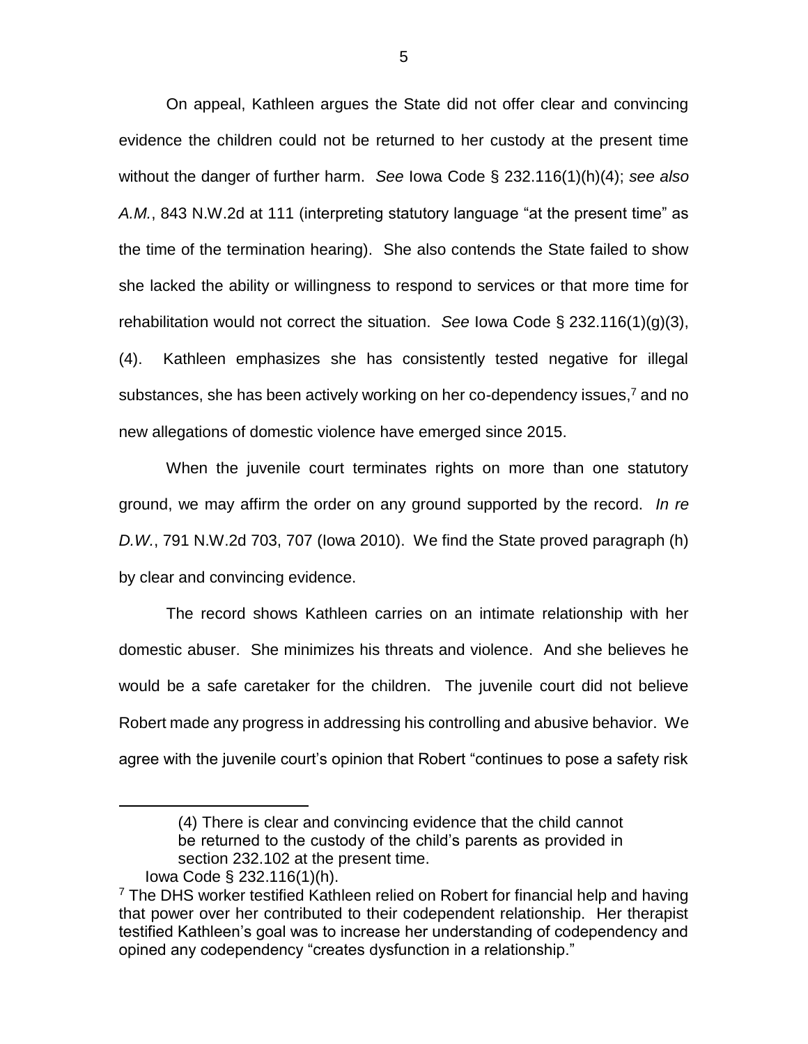On appeal, Kathleen argues the State did not offer clear and convincing evidence the children could not be returned to her custody at the present time without the danger of further harm. *See* Iowa Code § 232.116(1)(h)(4); *see also A.M.*, 843 N.W.2d at 111 (interpreting statutory language "at the present time" as the time of the termination hearing). She also contends the State failed to show she lacked the ability or willingness to respond to services or that more time for rehabilitation would not correct the situation. *See* Iowa Code § 232.116(1)(g)(3), (4). Kathleen emphasizes she has consistently tested negative for illegal substances, she has been actively working on her co-dependency issues,[7] and no new allegations of domestic violence have emerged since 2015.

When the juvenile court terminates rights on more than one statutory ground, we may affirm the order on any ground supported by the record. *In re D.W.*, 791 N.W.2d 703, 707 (Iowa 2010). We find the State proved paragraph (h) by clear and convincing evidence.

The record shows Kathleen carries on an intimate relationship with her domestic abuser. She minimizes his threats and violence. And she believes he would be a safe caretaker for the children. The juvenile court did not believe Robert made any progress in addressing his controlling and abusive behavior. We agree with the juvenile court's opinion that Robert "continues to pose a safety risk

---

> (4) There is clear and convincing evidence that the child cannot be returned to the custody of the child's parents as provided in section 232.102 at the present time.

Iowa Code § 232.116(1)(h).

[7] The DHS worker testified Kathleen relied on Robert for financial help and having that power over her contributed to their codependent relationship. Her therapist testified Kathleen's goal was to increase her understanding of codependency and opined any codependency "creates dysfunction in a relationship."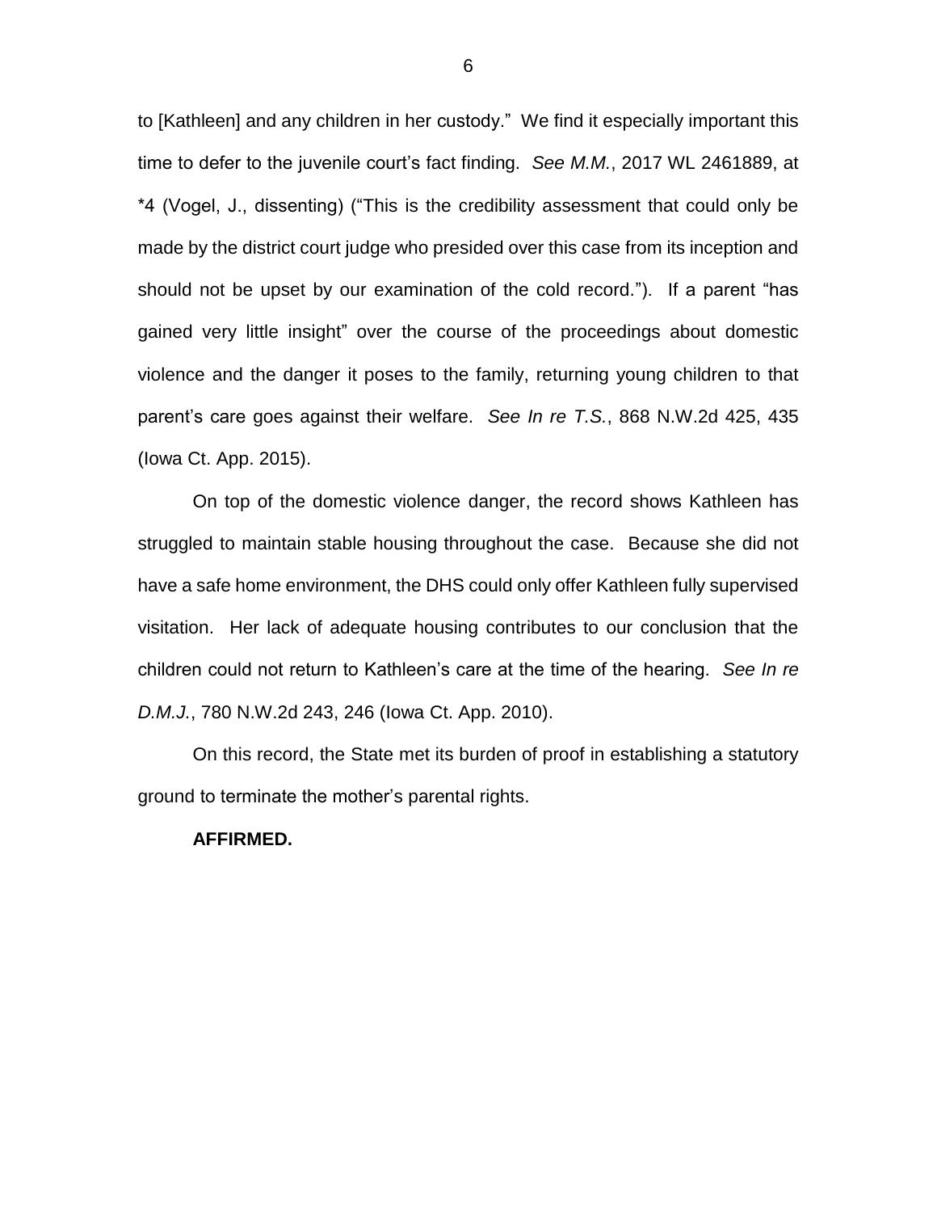to [Kathleen] and any children in her custody." We find it especially important this time to defer to the juvenile court's fact finding. *See M.M.*, 2017 WL 2461889, at *4 (Vogel, J., dissenting) ("This is the credibility assessment that could only be made by the district court judge who presided over this case from its inception and should not be upset by our examination of the cold record."). If a parent "has gained very little insight" over the course of the proceedings about domestic violence and the danger it poses to the family, returning young children to that parent's care goes against their welfare. *See In re T.S.*, 868 N.W.2d 425, 435 (Iowa Ct. App. 2015).

On top of the domestic violence danger, the record shows Kathleen has struggled to maintain stable housing throughout the case. Because she did not have a safe home environment, the DHS could only offer Kathleen fully supervised visitation. Her lack of adequate housing contributes to our conclusion that the children could not return to Kathleen's care at the time of the hearing. *See In re D.M.J.*, 780 N.W.2d 243, 246 (Iowa Ct. App. 2010).

On this record, the State met its burden of proof in establishing a statutory ground to terminate the mother's parental rights.

**AFFIRMED.**